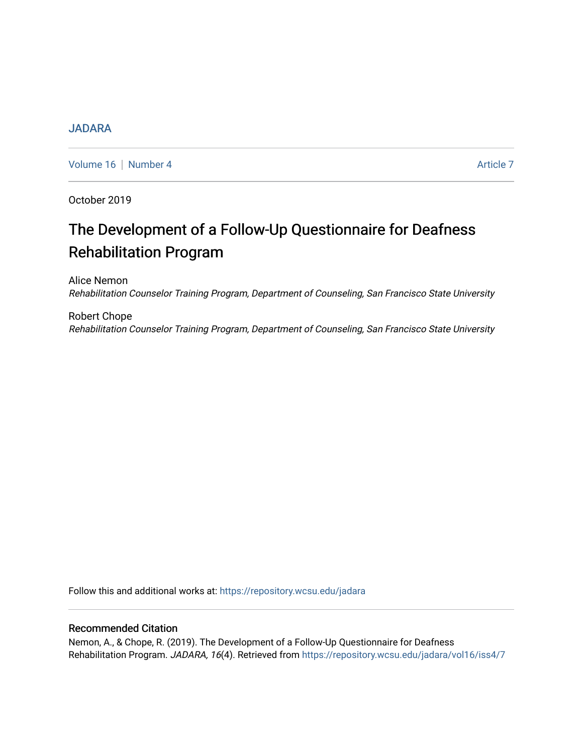JADARA

Volume 16 | Number 4 Article 7

October 2019

# The Development of a Follow-Up Questionnaire for Deafness Rehabilitation Program

Alice Nemon
*Rehabilitation Counselor Training Program, Department of Counseling, San Francisco State University*

Robert Chope
*Rehabilitation Counselor Training Program, Department of Counseling, San Francisco State University*

Follow this and additional works at: https://repository.wcsu.edu/jadara

## Recommended Citation

Nemon, A., & Chope, R. (2019). The Development of a Follow-Up Questionnaire for Deafness Rehabilitation Program. *JADARA, 16*(4). Retrieved from https://repository.wcsu.edu/jadara/vol16/iss4/7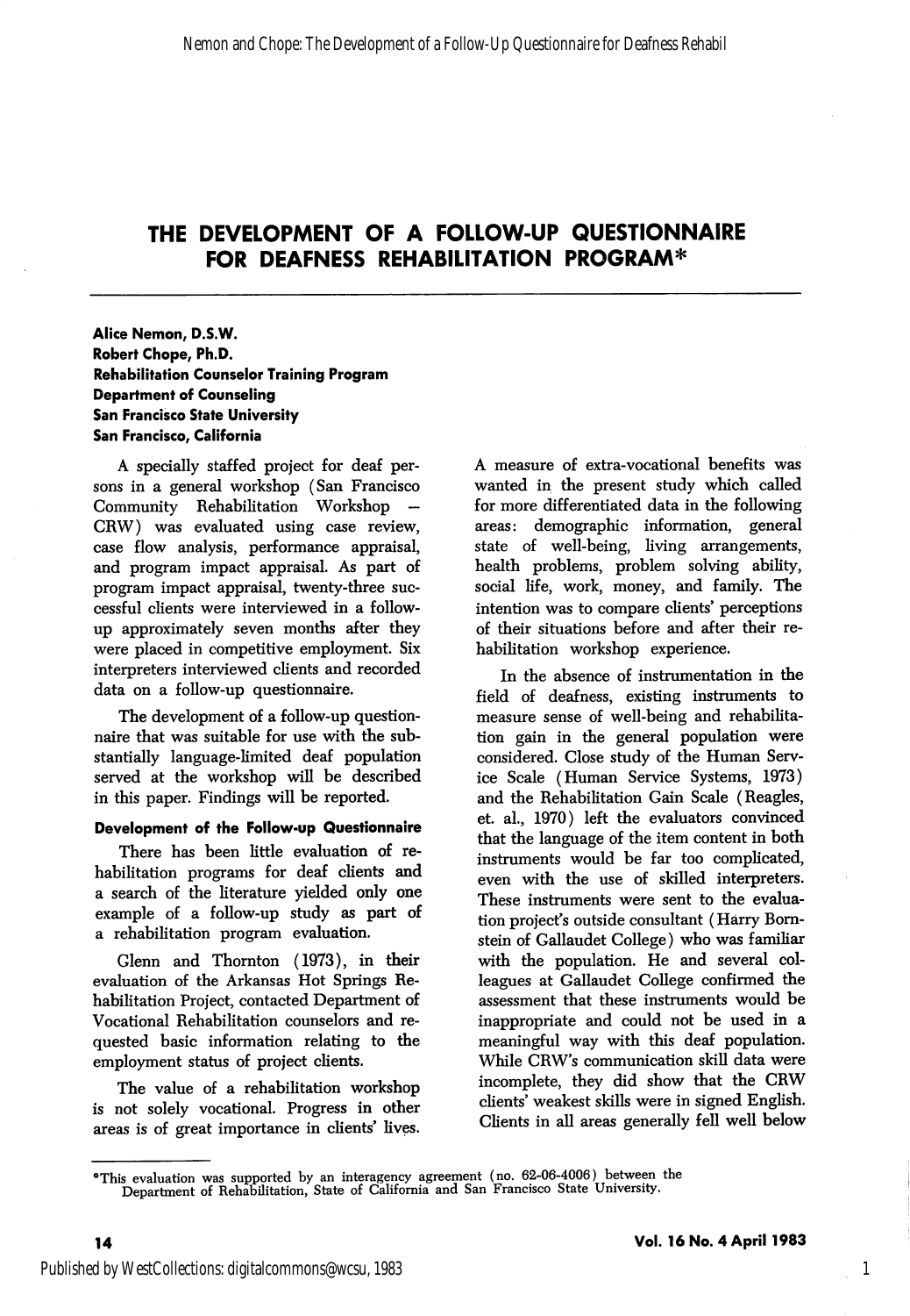# THE DEVELOPMENT OF A FOLLOW-UP QUESTIONNAIRE FOR DEAFNESS REHABILITATION PROGRAM*

**Alice Nemon, D.S.W.**
**Robert Chope, Ph.D.**
**Rehabilitation Counselor Training Program**
**Department of Counseling**
**San Francisco State University**
**San Francisco, California**

A specially staffed project for deaf persons in a general workshop (San Francisco Community Rehabilitation Workshop – CRW) was evaluated using case review, case flow analysis, performance appraisal, and program impact appraisal. As part of program impact appraisal, twenty-three successful clients were interviewed in a follow-up approximately seven months after they were placed in competitive employment. Six interpreters interviewed clients and recorded data on a follow-up questionnaire.

The development of a follow-up questionnaire that was suitable for use with the substantially language-limited deaf population served at the workshop will be described in this paper. Findings will be reported.

### Development of the Follow-up Questionnaire

There has been little evaluation of rehabilitation programs for deaf clients and a search of the literature yielded only one example of a follow-up study as part of a rehabilitation program evaluation.

Glenn and Thornton (1973), in their evaluation of the Arkansas Hot Springs Rehabilitation Project, contacted Department of Vocational Rehabilitation counselors and requested basic information relating to the employment status of project clients.

The value of a rehabilitation workshop is not solely vocational. Progress in other areas is of great importance in clients' lives. A measure of extra-vocational benefits was wanted in the present study which called for more differentiated data in the following areas: demographic information, general state of well-being, living arrangements, health problems, problem solving ability, social life, work, money, and family. The intention was to compare clients' perceptions of their situations before and after their rehabilitation workshop experience.

In the absence of instrumentation in the field of deafness, existing instruments to measure sense of well-being and rehabilitation gain in the general population were considered. Close study of the Human Service Scale (Human Service Systems, 1973) and the Rehabilitation Gain Scale (Reagles, et. al., 1970) left the evaluators convinced that the language of the item content in both instruments would be far too complicated, even with the use of skilled interpreters. These instruments were sent to the evaluation project's outside consultant (Harry Bornstein of Gallaudet College) who was familiar with the population. He and several colleagues at Gallaudet College confirmed the assessment that these instruments would be inappropriate and could not be used in a meaningful way with this deaf population. While CRW's communication skill data were incomplete, they did show that the CRW clients' weakest skills were in signed English. Clients in all areas generally fell well below

*This evaluation was supported by an interagency agreement (no. 62-06-4006) between the Department of Rehabilitation, State of California and San Francisco State University.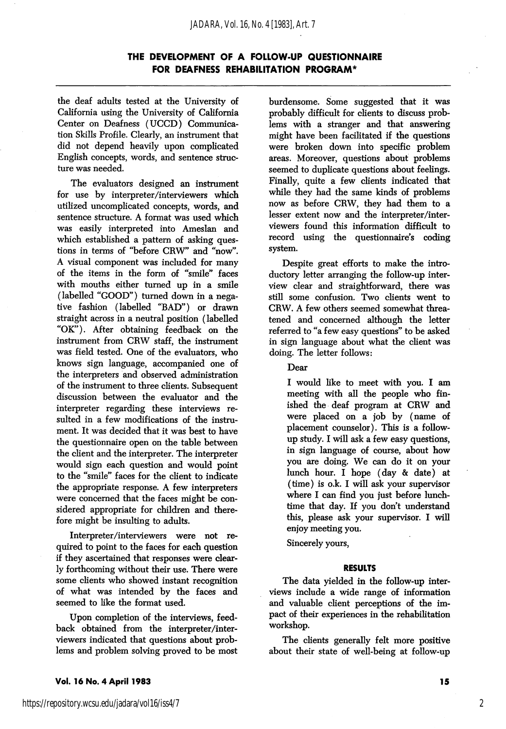# THE DEVELOPMENT OF A FOLLOW-UP QUESTIONNAIRE FOR DEAFNESS REHABILITATION PROGRAM*

the deaf adults tested at the University of California using the University of California Center on Deafness (UCCD) Communication Skills Profile. Clearly, an instrument that did not depend heavily upon complicated English concepts, words, and sentence structure was needed.

The evaluators designed an instrument for use by interpreter/interviewers which utilized uncomplicated concepts, words, and sentence structure. A format was used which was easily interpreted into Ameslan and which established a pattern of asking questions in terms of "before CRW" and "now". A visual component was included for many of the items in the form of "smile" faces with mouths either turned up in a smile (labelled "GOOD") turned down in a negative fashion (labelled "BAD") or drawn straight across in a neutral position (labelled "OK"). After obtaining feedback on the instrument from CRW staff, the instrument was field tested. One of the evaluators, who knows sign language, accompanied one of the interpreters and observed administration of the instrument to three clients. Subsequent discussion between the evaluator and the interpreter regarding these interviews resulted in a few modifications of the instrument. It was decided that it was best to have the questionnaire open on the table between the client and the interpreter. The interpreter would sign each question and would point to the "smile" faces for the client to indicate the appropriate response. A few interpreters were concerned that the faces might be considered appropriate for children and therefore might be insulting to adults.

Interpreter/interviewers were not required to point to the faces for each question if they ascertained that responses were clearly forthcoming without their use. There were some clients who showed instant recognition of what was intended by the faces and seemed to like the format used.

Upon completion of the interviews, feedback obtained from the interpreter/interviewers indicated that questions about problems and problem solving proved to be most burdensome. Some suggested that it was probably difficult for clients to discuss problems with a stranger and that answering might have been facilitated if the questions were broken down into specific problem areas. Moreover, questions about problems seemed to duplicate questions about feelings. Finally, quite a few clients indicated that while they had the same kinds of problems now as before CRW, they had them to a lesser extent now and the interpreter/interviewers found this information difficult to record using the questionnaire's coding system.

Despite great efforts to make the introductory letter arranging the follow-up interview clear and straightforward, there was still some confusion. Two clients went to CRW. A few others seemed somewhat threatened and concerned although the letter referred to "a few easy questions" to be asked in sign language about what the client was doing. The letter follows:

> Dear
>
> I would like to meet with you. I am meeting with all the people who finished the deaf program at CRW and were placed on a job by (name of placement counselor). This is a follow-up study. I will ask a few easy questions, in sign language of course, about how you are doing. We can do it on your lunch hour. I hope (day & date) at (time) is o.k. I will ask your supervisor where I can find you just before lunchtime that day. If you don't understand this, please ask your supervisor. I will enjoy meeting you.
>
> Sincerely yours,

## RESULTS

The data yielded in the follow-up interviews include a wide range of information and valuable client perceptions of the impact of their experiences in the rehabilitation workshop.

The clients generally felt more positive about their state of well-being at follow-up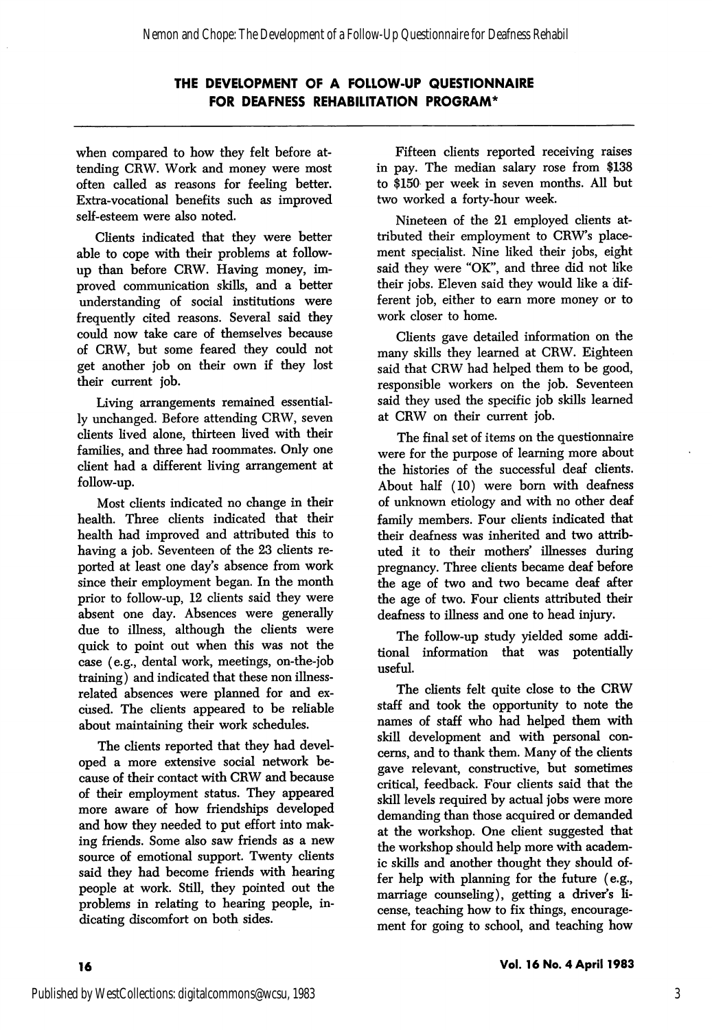# THE DEVELOPMENT OF A FOLLOW-UP QUESTIONNAIRE FOR DEAFNESS REHABILITATION PROGRAM*

when compared to how they felt before attending CRW. Work and money were most often called as reasons for feeling better. Extra-vocational benefits such as improved self-esteem were also noted.

Clients indicated that they were better able to cope with their problems at follow-up than before CRW. Having money, improved communication skills, and a better understanding of social institutions were frequently cited reasons. Several said they could now take care of themselves because of CRW, but some feared they could not get another job on their own if they lost their current job.

Living arrangements remained essentially unchanged. Before attending CRW, seven clients lived alone, thirteen lived with their families, and three had roommates. Only one client had a different living arrangement at follow-up.

Most clients indicated no change in their health. Three clients indicated that their health had improved and attributed this to having a job. Seventeen of the 23 clients reported at least one day's absence from work since their employment began. In the month prior to follow-up, 12 clients said they were absent one day. Absences were generally due to illness, although the clients were quick to point out when this was not the case (e.g., dental work, meetings, on-the-job training) and indicated that these non illness-related absences were planned for and excused. The clients appeared to be reliable about maintaining their work schedules.

The clients reported that they had developed a more extensive social network because of their contact with CRW and because of their employment status. They appeared more aware of how friendships developed and how they needed to put effort into making friends. Some also saw friends as a new source of emotional support. Twenty clients said they had become friends with hearing people at work. Still, they pointed out the problems in relating to hearing people, indicating discomfort on both sides.

Fifteen clients reported receiving raises in pay. The median salary rose from $138 to $150 per week in seven months. All but two worked a forty-hour week.

Nineteen of the 21 employed clients attributed their employment to CRW's placement specialist. Nine liked their jobs, eight said they were "OK", and three did not like their jobs. Eleven said they would like a different job, either to earn more money or to work closer to home.

Clients gave detailed information on the many skills they learned at CRW. Eighteen said that CRW had helped them to be good, responsible workers on the job. Seventeen said they used the specific job skills learned at CRW on their current job.

The final set of items on the questionnaire were for the purpose of learning more about the histories of the successful deaf clients. About half (10) were born with deafness of unknown etiology and with no other deaf family members. Four clients indicated that their deafness was inherited and two attributed it to their mothers' illnesses during pregnancy. Three clients became deaf before the age of two and two became deaf after the age of two. Four clients attributed their deafness to illness and one to head injury.

The follow-up study yielded some additional information that was potentially useful.

The clients felt quite close to the CRW staff and took the opportunity to note the names of staff who had helped them with skill development and with personal concerns, and to thank them. Many of the clients gave relevant, constructive, but sometimes critical, feedback. Four clients said that the skill levels required by actual jobs were more demanding than those acquired or demanded at the workshop. One client suggested that the workshop should help more with academic skills and another thought they should offer help with planning for the future (e.g., marriage counseling), getting a driver's license, teaching how to fix things, encouragement for going to school, and teaching how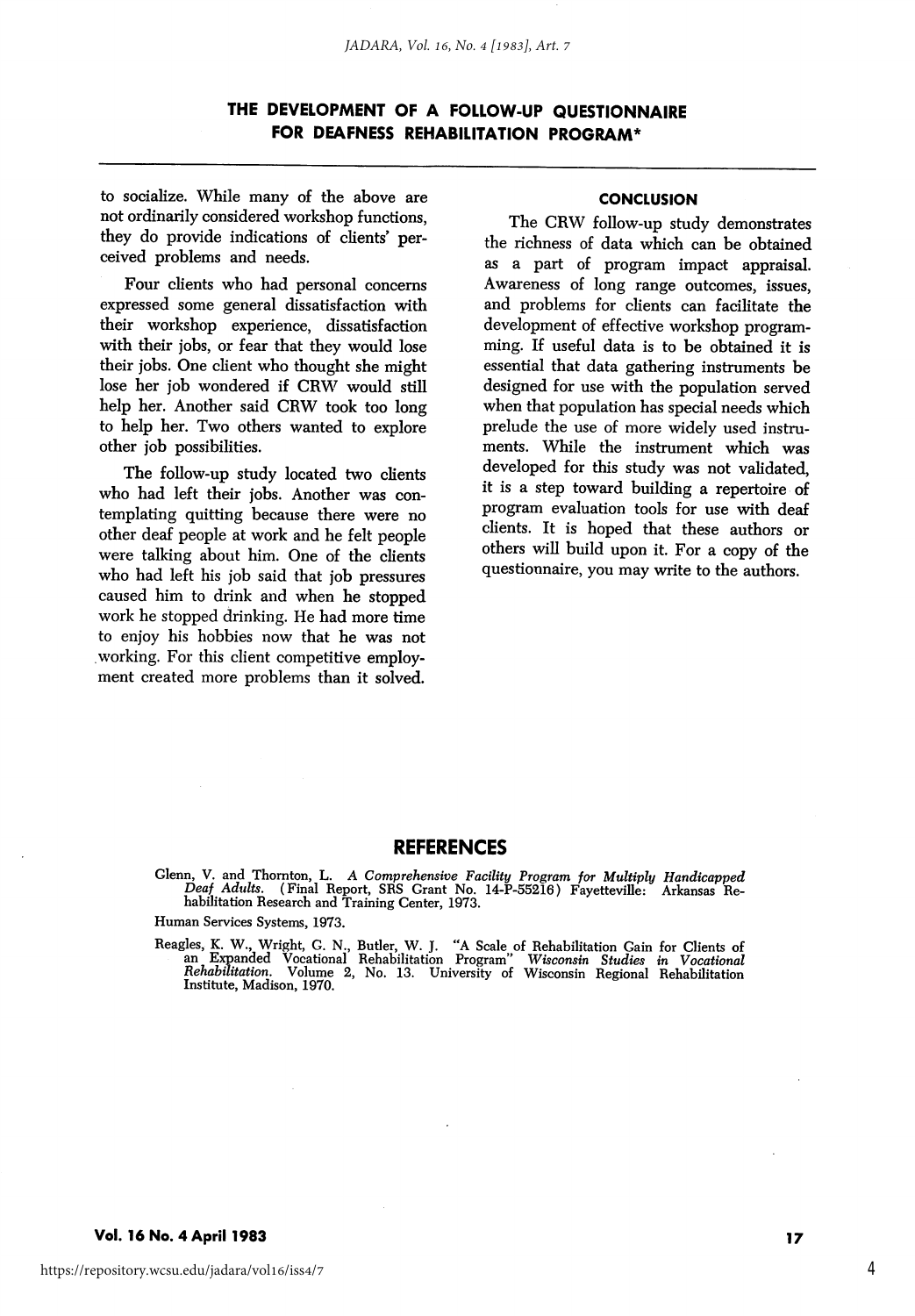to socialize. While many of the above are not ordinarily considered workshop functions, they do provide indications of clients' perceived problems and needs.

Four clients who had personal concerns expressed some general dissatisfaction with their workshop experience, dissatisfaction with their jobs, or fear that they would lose their jobs. One client who thought she might lose her job wondered if CRW would still help her. Another said CRW took too long to help her. Two others wanted to explore other job possibilities.

The follow-up study located two clients who had left their jobs. Another was contemplating quitting because there were no other deaf people at work and he felt people were talking about him. One of the clients who had left his job said that job pressures caused him to drink and when he stopped work he stopped drinking. He had more time to enjoy his hobbies now that he was not working. For this client competitive employment created more problems than it solved.

## CONCLUSION

The CRW follow-up study demonstrates the richness of data which can be obtained as a part of program impact appraisal. Awareness of long range outcomes, issues, and problems for clients can facilitate the development of effective workshop programming. If useful data is to be obtained it is essential that data gathering instruments be designed for use with the population served when that population has special needs which prelude the use of more widely used instruments. While the instrument which was developed for this study was not validated, it is a step toward building a repertoire of program evaluation tools for use with deaf clients. It is hoped that these authors or others will build upon it. For a copy of the questionnaire, you may write to the authors.

## REFERENCES

Glenn, V. and Thornton, L. *A Comprehensive Facility Program for Multiply Handicapped Deaf Adults.* (Final Report, SRS Grant No. 14-P-55216) Fayetteville: Arkansas Rehabilitation Research and Training Center, 1973.

Human Services Systems, 1973.

Reagles, K. W., Wright, G. N., Butler, W. J. "A Scale of Rehabilitation Gain for Clients of an Expanded Vocational Rehabilitation Program" *Wisconsin Studies in Vocational Rehabilitation.* Volume 2, No. 13. University of Wisconsin Regional Rehabilitation Institute, Madison, 1970.